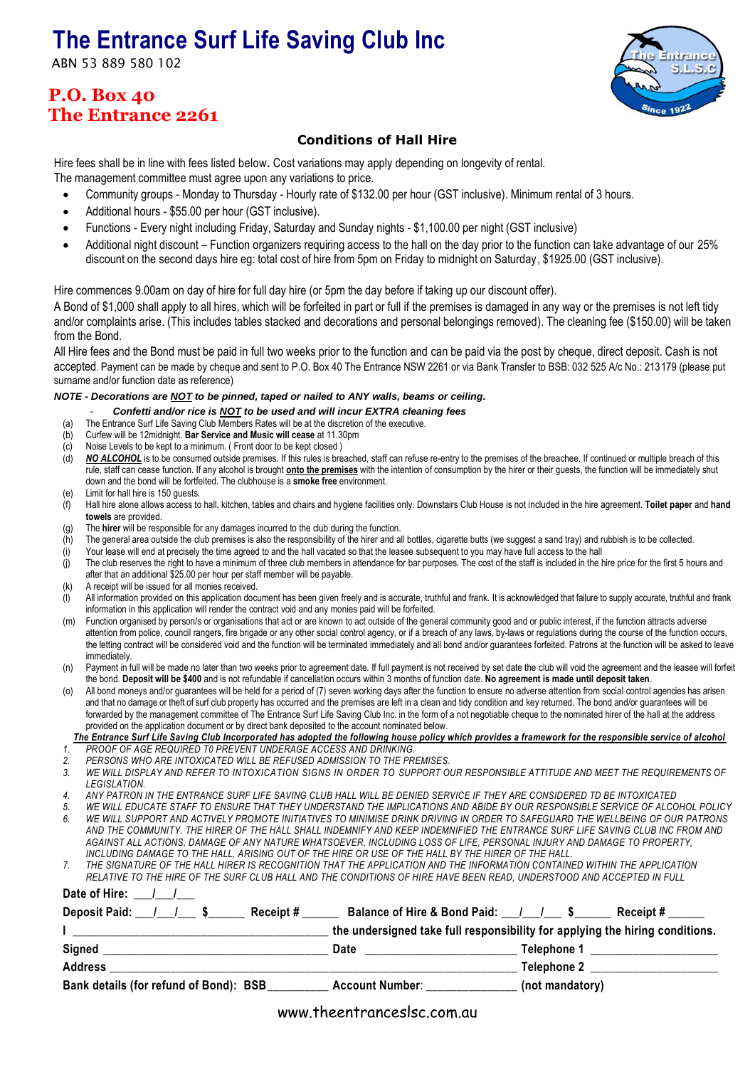# The Entrance Surf Life Saving Club Inc

ABN 53 889 580 102

**P.O. Box 40**
**The Entrance 2261**

## Conditions of Hall Hire

Hire fees shall be in line with fees listed below**.** Cost variations may apply depending on longevity of rental.
The management committee must agree upon any variations to price.

- Community groups - Monday to Thursday - Hourly rate of $132.00 per hour (GST inclusive). Minimum rental of 3 hours.
- Additional hours - $55.00 per hour (GST inclusive).
- Functions - Every night including Friday, Saturday and Sunday nights - $1,100.00 per night (GST inclusive)
- Additional night discount – Function organizers requiring access to the hall on the day prior to the function can take advantage of our 25% discount on the second days hire eg: total cost of hire from 5pm on Friday to midnight on Saturday, $1925.00 (GST inclusive).

Hire commences 9.00am on day of hire for full day hire (or 5pm the day before if taking up our discount offer).

A Bond of $1,000 shall apply to all hires, which will be forfeited in part or full if the premises is damaged in any way or the premises is not left tidy and/or complaints arise. (This includes tables stacked and decorations and personal belongings removed). The cleaning fee ($150.00) will be taken from the Bond.

All Hire fees and the Bond must be paid in full two weeks prior to the function and can be paid via the post by cheque, direct deposit. Cash is not accepted. Payment can be made by cheque and sent to P.O. Box 40 The Entrance NSW 2261 or via Bank Transfer to BSB: 032 525 A/c No.: 213179 (please put surname and/or function date as reference)

***NOTE - Decorations are NOT to be pinned, taped or nailed to ANY walls, beams or ceiling.***

- ***Confetti and/or rice is NOT to be used and will incur EXTRA cleaning fees***

(a) The Entrance Surf Life Saving Club Members Rates will be at the discretion of the executive.
(b) Curfew will be 12midnight. **Bar Service and Music will cease** at 11.30pm
(c) Noise Levels to be kept to a minimum. ( Front door to be kept closed )
(d) ***NO ALCOHOL*** is to be consumed outside premises. If this rules is breached, staff can refuse re-entry to the premises of the breachee. If continued or multiple breach of this rule, staff can cease function. If any alcohol is brought **onto the premises** with the intention of consumption by the hirer or their guests, the function will be immediately shut down and the bond will be fortfeited. The clubhouse is a **smoke free** environment.
(e) Limit for hall hire is 150 guests.
(f) Hall hire alone allows access to hall, kitchen, tables and chairs and hygiene facilities only. Downstairs Club House is not included in the hire agreement. **Toilet paper** and **hand towels** are provided.
(g) The **hirer** will be responsible for any damages incurred to the club during the function.
(h) The general area outside the club premises is also the responsibility of the hirer and all bottles, cigarette butts (we suggest a sand tray) and rubbish is to be collected.
(i) Your lease will end at precisely the time agreed to and the hall vacated so that the leasee subsequent to you may have full access to the hall
(j) The club reserves the right to have a minimum of three club members in attendance for bar purposes. The cost of the staff is included in the hire price for the first 5 hours and after that an additional $25.00 per hour per staff member will be payable.
(k) A receipt will be issued for all monies received.
(l) All information provided on this application document has been given freely and is accurate, truthful and frank. It is acknowledged that failure to supply accurate, truthful and frank information in this application will render the contract void and any monies paid will be forfeited.
(m) Function organised by person/s or organisations that act or are known to act outside of the general community good and or public interest, if the function attracts adverse attention from police, council rangers, fire brigade or any other social control agency, or if a breach of any laws, by-laws or regulations during the course of the function occurs, the letting contract will be considered void and the function will be terminated immediately and all bond and/or guarantees forfeited. Patrons at the function will be asked to leave immediately.
(n) Payment in full will be made no later than two weeks prior to agreement date. If full payment is not received by set date the club will void the agreement and the leasee will forfeit the bond. **Deposit will be $400** and is not refundable if cancellation occurs within 3 months of function date. **No agreement is made until deposit taken**.
(o) All bond moneys and/or guarantees will be held for a period of (7) seven working days after the function to ensure no adverse attention from social control agencies has arisen and that no damage or theft of surf club property has occurred and the premises are left in a clean and tidy condition and key returned. The bond and/or guarantees will be forwarded by the management committee of The Entrance Surf Life Saving Club Inc. in the form of a not negotiable cheque to the nominated hirer of the hall at the address provided on the application document or by direct bank deposited to the account nominated below.

***The Entrance Surf Life Saving Club Incorporated has adopted the following house policy which provides a framework for the responsible service of alcohol***

1. *PROOF OF AGE REQUIRED T0 PREVENT UNDERAGE ACCESS AND DRINKING.*
2. *PERSONS WHO ARE INTOXICATED WILL BE REFUSED ADMISSION TO THE PREMISES.*
3. *WE WILL DISPLAY AND REFER TO INTOXICATION SIGNS IN ORDER TO SUPPORT OUR RESPONSIBLE ATTITUDE AND MEET THE REQUIREMENTS OF LEGISLATION.*
4. *ANY PATRON IN THE ENTRANCE SURF LIFE SAVING CLUB HALL WILL BE DENIED SERVICE IF THEY ARE CONSIDERED TD BE INTOXICATED*
5. *WE WILL EDUCATE STAFF TO ENSURE THAT THEY UNDERSTAND THE IMPLICATIONS AND ABIDE BY OUR RESPONSIBLE SERVICE OF ALCOHOL POLICY*
6. *WE WILL SUPPORT AND ACTIVELY PROMOTE INITIATIVES TO MINIMISE DRINK DRIVING IN ORDER TO SAFEGUARD THE WELLBEING OF OUR PATRONS AND THE COMMUNITY. THE HIRER OF THE HALL SHALL INDEMNIFY AND KEEP INDEMNIFIED THE ENTRANCE SURF LIFE SAVING CLUB INC FROM AND AGAINST ALL ACTIONS, DAMAGE OF ANY NATURE WHATSOEVER, INCLUDING LOSS OF LIFE, PERSONAL INJURY AND DAMAGE TO PROPERTY, INCLUDING DAMAGE TO THE HALL, ARISING OUT OF THE HIRE OR USE OF THE HALL BY THE HIRER OF THE HALL.*
7. *THE SIGNATURE OF THE HALL HIRER IS RECOGNITION THAT THE APPLICATION AND THE INFORMATION CONTAINED WITHIN THE APPLICATION RELATIVE TO THE HIRE OF THE SURF CLUB HALL AND THE CONDITIONS OF HIRE HAVE BEEN READ, UNDERSTOOD AND ACCEPTED IN FULL*

**Date of Hire: \_\_\_/\_\_\_/\_\_\_**

**Deposit Paid: \_\_\_/\_\_\_/\_\_\_ $\_\_\_\_\_\_ Receipt # \_\_\_\_\_\_ Balance of Hire & Bond Paid: \_\_\_/\_\_\_/\_\_\_ $\_\_\_\_\_\_ Receipt # \_\_\_\_\_\_**

**I \_\_\_\_\_\_\_\_\_\_\_\_\_\_\_\_\_\_\_\_\_\_\_\_\_\_\_\_\_\_\_\_\_\_ the undersigned take full responsibility for applying the hiring conditions.**

**Signed \_\_\_\_\_\_\_\_\_\_\_\_\_\_\_\_\_\_\_\_\_\_\_\_\_\_\_\_\_\_ Date \_\_\_\_\_\_\_\_\_\_\_\_\_\_\_\_\_\_\_\_ Telephone 1 \_\_\_\_\_\_\_\_\_\_\_\_\_\_\_\_\_\_**

**Address \_\_\_\_\_\_\_\_\_\_\_\_\_\_\_\_\_\_\_\_\_\_\_\_\_\_\_\_\_\_\_\_\_\_\_\_\_\_\_\_\_\_\_\_\_\_\_\_\_\_\_\_\_\_\_\_ Telephone 2 \_\_\_\_\_\_\_\_\_\_\_\_\_\_\_\_\_\_**

**Bank details (for refund of Bond): BSB \_\_\_\_\_\_\_\_\_ Account Number: \_\_\_\_\_\_\_\_\_\_\_\_\_\_ (not mandatory)**

www.theentranceslsc.com.au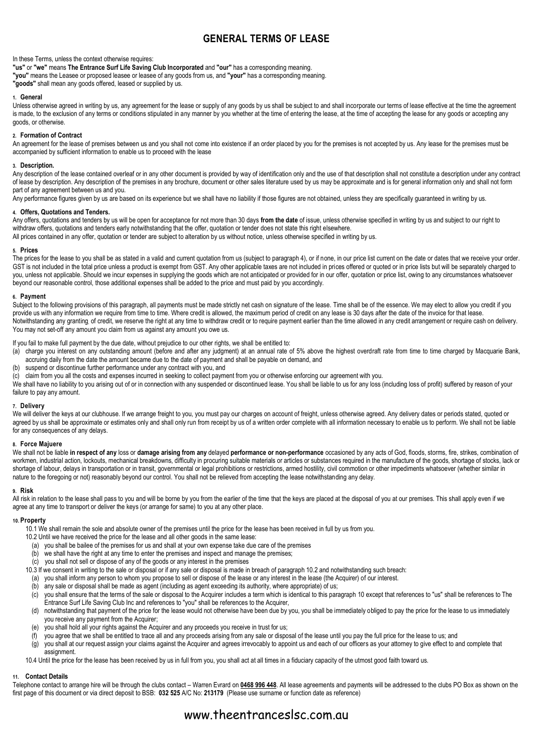# GENERAL TERMS OF LEASE

In these Terms, unless the context otherwise requires:

**"us"** or **"we"** means **The Entrance Surf Life Saving Club Incorporated** and **"our"** has a corresponding meaning.

**"you"** means the Leasee or proposed leasee or leasee of any goods from us, and **"your"** has a corresponding meaning.

**"goods"** shall mean any goods offered, leased or supplied by us.

#### 1. General

Unless otherwise agreed in writing by us, any agreement for the lease or supply of any goods by us shall be subject to and shall incorporate our terms of lease effective at the time the agreement is made, to the exclusion of any terms or conditions stipulated in any manner by you whether at the time of entering the lease, at the time of accepting the lease for any goods or accepting any goods, or otherwise.

#### 2. Formation of Contract

An agreement for the lease of premises between us and you shall not come into existence if an order placed by you for the premises is not accepted by us. Any lease for the premises must be accompanied by sufficient information to enable us to proceed with the lease

#### 3. Description.

Any description of the lease contained overleaf or in any other document is provided by way of identification only and the use of that description shall not constitute a description under any contract of lease by description. Any description of the premises in any brochure, document or other sales literature used by us may be approximate and is for general information only and shall not form part of any agreement between us and you.

Any performance figures given by us are based on its experience but we shall have no liability if those figures are not obtained, unless they are specifically guaranteed in writing by us.

#### 4. Offers, Quotations and Tenders.

Any offers, quotations and tenders by us will be open for acceptance for not more than 30 days **from the date** of issue, unless otherwise specified in writing by us and subject to our right to withdraw offers, quotations and tenders early notwithstanding that the offer, quotation or tender does not state this right elsewhere.

All prices contained in any offer, quotation or tender are subject to alteration by us without notice, unless otherwise specified in writing by us.

#### 5. Prices

The prices for the lease to you shall be as stated in a valid and current quotation from us (subject to paragraph 4), or if none, in our price list current on the date or dates that we receive your order. GST is not included in the total price unless a product is exempt from GST. Any other applicable taxes are not included in prices offered or quoted or in price lists but will be separately charged to you, unless not applicable. Should we incur expenses in supplying the goods which are not anticipated or provided for in our offer, quotation or price list, owing to any circumstances whatsoever beyond our reasonable control, those additional expenses shall be added to the price and must paid by you accordingly.

#### 6. Payment

Subject to the following provisions of this paragraph, all payments must be made strictly net cash on signature of the lease. Time shall be of the essence. We may elect to allow you credit if you provide us with any information we require from time to time. Where credit is allowed, the maximum period of credit on any lease is 30 days after the date of the invoice for that lease. Notwithstanding any granting of credit, we reserve the right at any time to withdraw credit or to require payment earlier than the time allowed in any credit arrangement or require cash on delivery. You may not set-off any amount you claim from us against any amount you owe us.

If you fail to make full payment by the due date, without prejudice to our other rights, we shall be entitled to:

(a) charge you interest on any outstanding amount (before and after any judgment) at an annual rate of 5% above the highest overdraft rate from time to time charged by Macquarie Bank, accruing daily from the date the amount became due to the date of payment and shall be payable on demand, and

(b) suspend or discontinue further performance under any contract with you, and

(c) claim from you all the costs and expenses incurred in seeking to collect payment from you or otherwise enforcing our agreement with you.

We shall have no liability to you arising out of or in connection with any suspended or discontinued lease. You shall be liable to us for any loss (including loss of profit) suffered by reason of your failure to pay any amount.

#### 7. Delivery

We will deliver the keys at our clubhouse. If we arrange freight to you, you must pay our charges on account of freight, unless otherwise agreed. Any delivery dates or periods stated, quoted or agreed by us shall be approximate or estimates only and shall only run from receipt by us of a written order complete with all information necessary to enable us to perform. We shall not be liable for any consequences of any delays.

#### 8. Force Majuere

We shall not be liable **in respect of any** loss or **damage arising from any** delayed **performance or non-performance** occasioned by any acts of God, floods, storms, fire, strikes, combination of workmen, industrial action, lockouts, mechanical breakdowns, difficulty in procuring suitable materials or articles or substances required in the manufacture of the goods, shortage of stocks, lack or shortage of labour, delays in transportation or in transit, governmental or legal prohibitions or restrictions, armed hostility, civil commotion or other impediments whatsoever (whether similar in nature to the foregoing or not) reasonably beyond our control. You shall not be relieved from accepting the lease notwithstanding any delay.

#### 9. Risk

All risk in relation to the lease shall pass to you and will be borne by you from the earlier of the time that the keys are placed at the disposal of you at our premises. This shall apply even if we agree at any time to transport or deliver the keys (or arrange for same) to you at any other place.

#### 10. Property

10.1 We shall remain the sole and absolute owner of the premises until the price for the lease has been received in full by us from you.

10.2 Until we have received the price for the lease and all other goods in the same lease:

(a) you shall be bailee of the premises for us and shall at your own expense take due care of the premises

(b) we shall have the right at any time to enter the premises and inspect and manage the premises;

(c) you shall not sell or dispose of any of the goods or any interest in the premises

10.3 If we consent in writing to the sale or disposal or if any sale or disposal is made in breach of paragraph 10.2 and notwithstanding such breach:

(a) you shall inform any person to whom you propose to sell or dispose of the lease or any interest in the lease (the Acquirer) of our interest.

(b) any sale or disposal shall be made as agent (including as agent exceeding its authority, where appropriate) of us;

(c) you shall ensure that the terms of the sale or disposal to the Acquirer includes a term which is identical to this paragraph 10 except that references to "us" shall be references to The Entrance Surf Life Saving Club Inc and references to "you" shall be references to the Acquirer,

(d) notwithstanding that payment of the price for the lease would not otherwise have been due by you, you shall be immediately obliged to pay the price for the lease to us immediately you receive any payment from the Acquirer;

(e) you shall hold all your rights against the Acquirer and any proceeds you receive in trust for us;

(f) you agree that we shall be entitled to trace all and any proceeds arising from any sale or disposal of the lease until you pay the full price for the lease to us; and

(g) you shall at our request assign your claims against the Acquirer and agrees irrevocably to appoint us and each of our officers as your attorney to give effect to and complete that assignment.

10.4 Until the price for the lease has been received by us in full from you, you shall act at all times in a fiduciary capacity of the utmost good faith toward us.

#### 11. Contact Details

Telephone contact to arrange hire will be through the clubs contact – Warren Evrard on **0468 996 448**. All lease agreements and payments will be addressed to the clubs PO Box as shown on the first page of this document or via direct deposit to BSB: **032 525** A/C No: **213179** (Please use surname or function date as reference)

www.theentranceslsc.com.au